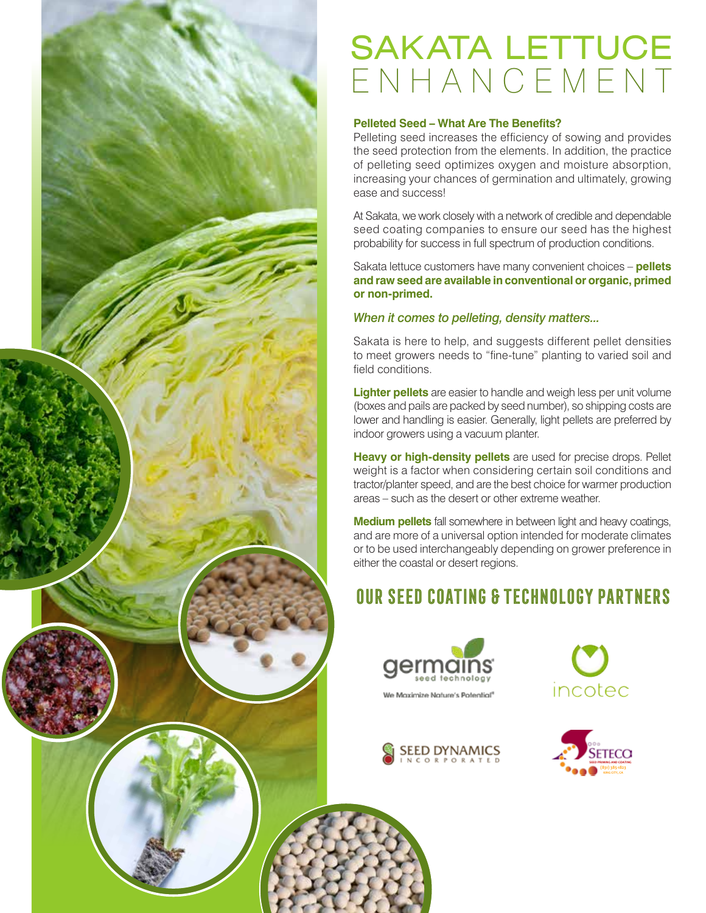# SAKATA LETTUCE ENHANCEMENT

### Pelleted Seed – What Are The Benefits?

Pelleting seed increases the efficiency of sowing and provides the seed protection from the elements. In addition, the practice of pelleting seed optimizes oxygen and moisture absorption, increasing your chances of germination and ultimately, growing ease and success!

At Sakata, we work closely with a network of credible and dependable seed coating companies to ensure our seed has the highest probability for success in full spectrum of production conditions.

Sakata lettuce customers have many convenient choices – **pellets and raw seed are available in conventional or organic, primed or non-primed.**

*When it comes to pelleting, density matters...*

Sakata is here to help, and suggests different pellet densities to meet growers needs to "fine-tune" planting to varied soil and field conditions.

**Lighter pellets** are easier to handle and weigh less per unit volume (boxes and pails are packed by seed number), so shipping costs are lower and handling is easier. Generally, light pellets are preferred by indoor growers using a vacuum planter.

**Heavy or high-density pellets** are used for precise drops. Pellet weight is a factor when considering certain soil conditions and tractor/planter speed, and are the best choice for warmer production areas – such as the desert or other extreme weather.

**Medium pellets** fall somewhere in between light and heavy coatings, and are more of a universal option intended for moderate climates or to be used interchangeably depending on grower preference in either the coastal or desert regions.

## OUR SEED COATING & TECHNOLOGY PARTNERS

germains seed technology – We Maximize Nature's Potential®

incotec

SEED DYNAMICS INCORPORATED

SETECO – SEED PRIMING AND COATING – (831) 385-1823 – KING CITY, CA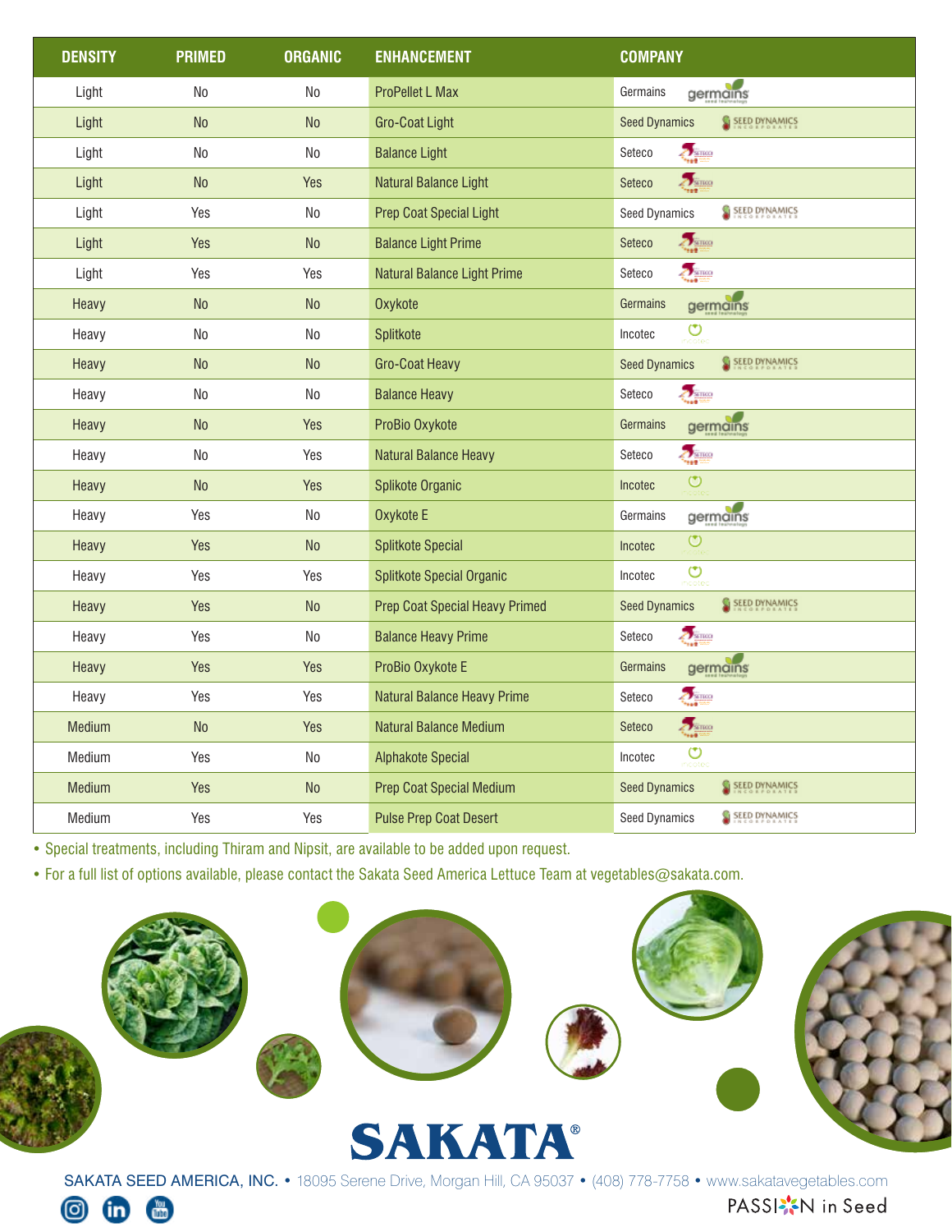| DENSITY | PRIMED | ORGANIC | ENHANCEMENT | COMPANY |
|---|---|---|---|---|
| Light | No | No | ProPellet L Max | Germains |
| Light | No | No | Gro-Coat Light | Seed Dynamics |
| Light | No | No | Balance Light | Seteco |
| Light | No | Yes | Natural Balance Light | Seteco |
| Light | Yes | No | Prep Coat Special Light | Seed Dynamics |
| Light | Yes | No | Balance Light Prime | Seteco |
| Light | Yes | Yes | Natural Balance Light Prime | Seteco |
| Heavy | No | No | Oxykote | Germains |
| Heavy | No | No | Splitkote | Incotec |
| Heavy | No | No | Gro-Coat Heavy | Seed Dynamics |
| Heavy | No | No | Balance Heavy | Seteco |
| Heavy | No | Yes | ProBio Oxykote | Germains |
| Heavy | No | Yes | Natural Balance Heavy | Seteco |
| Heavy | No | Yes | Splikote Organic | Incotec |
| Heavy | Yes | No | Oxykote E | Germains |
| Heavy | Yes | No | Splitkote Special | Incotec |
| Heavy | Yes | Yes | Splitkote Special Organic | Incotec |
| Heavy | Yes | No | Prep Coat Special Heavy Primed | Seed Dynamics |
| Heavy | Yes | No | Balance Heavy Prime | Seteco |
| Heavy | Yes | Yes | ProBio Oxykote E | Germains |
| Heavy | Yes | Yes | Natural Balance Heavy Prime | Seteco |
| Medium | No | Yes | Natural Balance Medium | Seteco |
| Medium | Yes | No | Alphakote Special | Incotec |
| Medium | Yes | No | Prep Coat Special Medium | Seed Dynamics |
| Medium | Yes | Yes | Pulse Prep Coat Desert | Seed Dynamics |

- Special treatments, including Thiram and Nipsit, are available to be added upon request.
- For a full list of options available, please contact the Sakata Seed America Lettuce Team at vegetables@sakata.com.

SAKATA®

SAKATA SEED AMERICA, INC. • 18095 Serene Drive, Morgan Hill, CA 95037 • (408) 778-7758 • www.sakatavegetables.com

PASSION in Seed